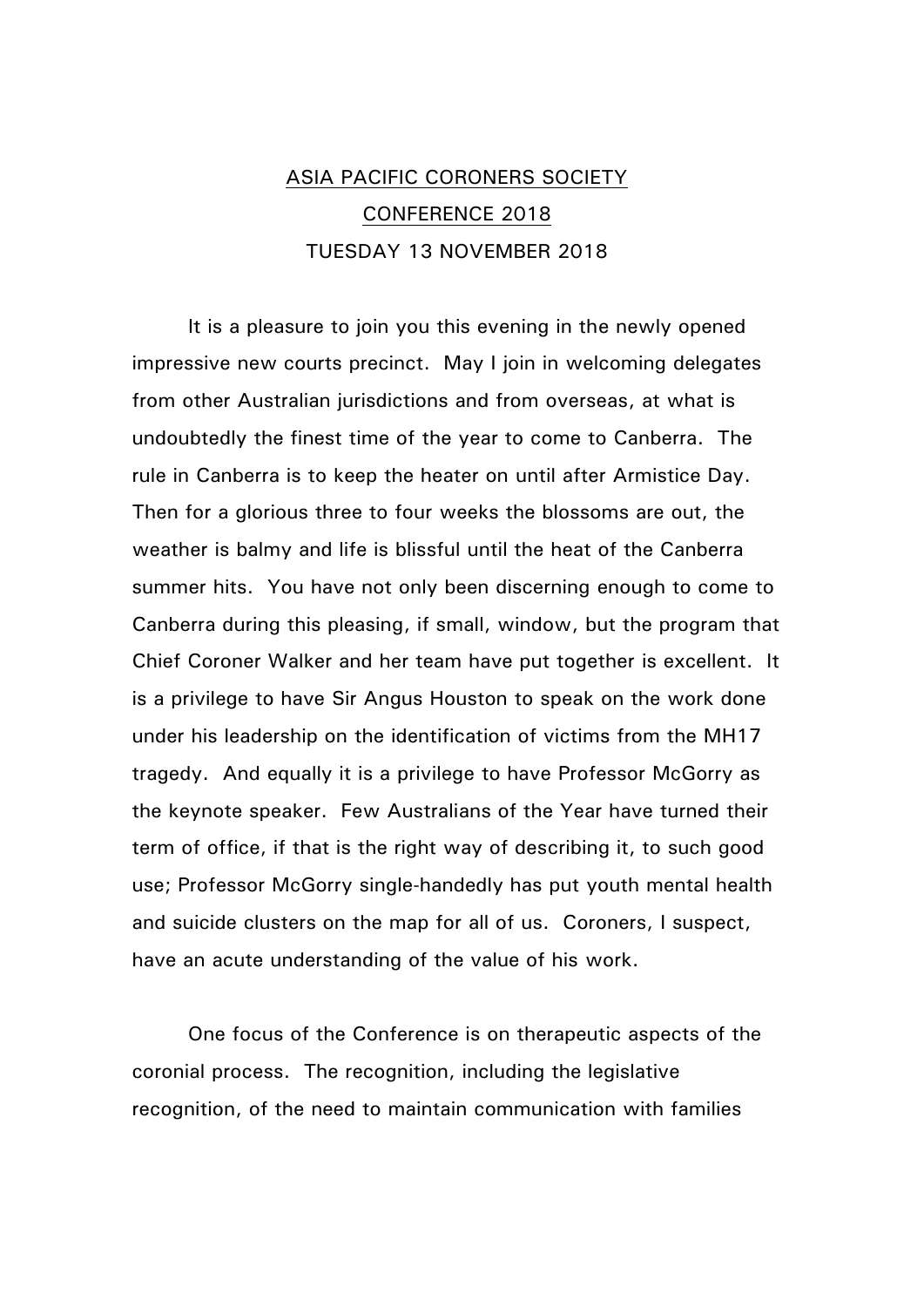# ASIA PACIFIC CORONERS SOCIETY
# CONFERENCE 2018
## TUESDAY 13 NOVEMBER 2018

It is a pleasure to join you this evening in the newly opened impressive new courts precinct. May I join in welcoming delegates from other Australian jurisdictions and from overseas, at what is undoubtedly the finest time of the year to come to Canberra. The rule in Canberra is to keep the heater on until after Armistice Day. Then for a glorious three to four weeks the blossoms are out, the weather is balmy and life is blissful until the heat of the Canberra summer hits. You have not only been discerning enough to come to Canberra during this pleasing, if small, window, but the program that Chief Coroner Walker and her team have put together is excellent. It is a privilege to have Sir Angus Houston to speak on the work done under his leadership on the identification of victims from the MH17 tragedy. And equally it is a privilege to have Professor McGorry as the keynote speaker. Few Australians of the Year have turned their term of office, if that is the right way of describing it, to such good use; Professor McGorry single-handedly has put youth mental health and suicide clusters on the map for all of us. Coroners, I suspect, have an acute understanding of the value of his work.

One focus of the Conference is on therapeutic aspects of the coronial process. The recognition, including the legislative recognition, of the need to maintain communication with families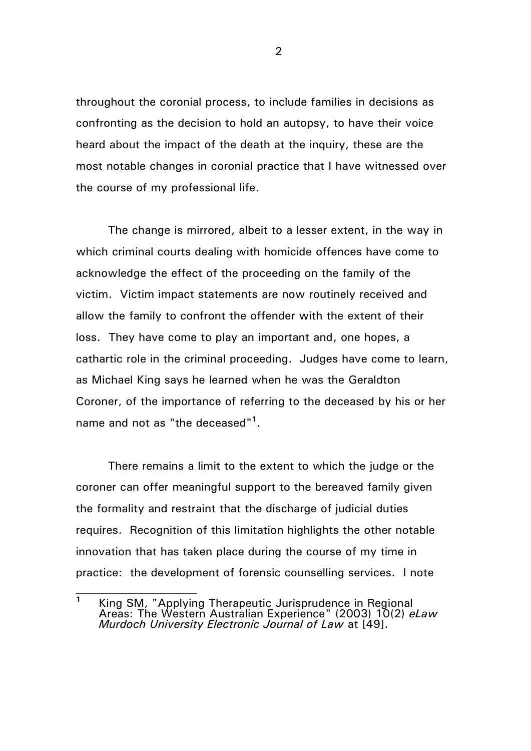throughout the coronial process, to include families in decisions as confronting as the decision to hold an autopsy, to have their voice heard about the impact of the death at the inquiry, these are the most notable changes in coronial practice that I have witnessed over the course of my professional life.

The change is mirrored, albeit to a lesser extent, in the way in which criminal courts dealing with homicide offences have come to acknowledge the effect of the proceeding on the family of the victim. Victim impact statements are now routinely received and allow the family to confront the offender with the extent of their loss. They have come to play an important and, one hopes, a cathartic role in the criminal proceeding. Judges have come to learn, as Michael King says he learned when he was the Geraldton Coroner, of the importance of referring to the deceased by his or her name and not as "the deceased"[1].

There remains a limit to the extent to which the judge or the coroner can offer meaningful support to the bereaved family given the formality and restraint that the discharge of judicial duties requires. Recognition of this limitation highlights the other notable innovation that has taken place during the course of my time in practice: the development of forensic counselling services. I note

---

[1] King SM, "Applying Therapeutic Jurisprudence in Regional Areas: The Western Australian Experience" (2003) 10(2) *eLaw Murdoch University Electronic Journal of Law* at [49].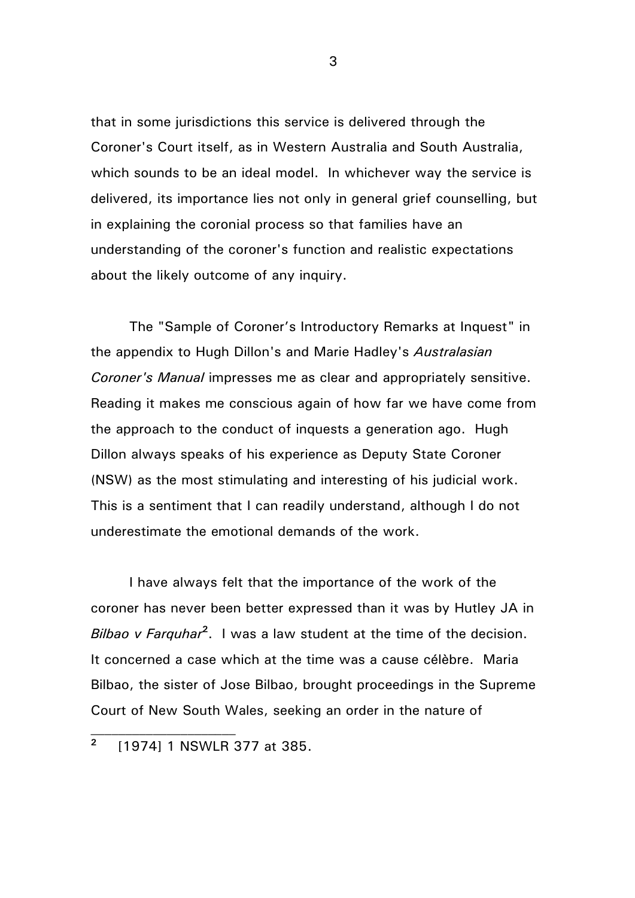that in some jurisdictions this service is delivered through the Coroner's Court itself, as in Western Australia and South Australia, which sounds to be an ideal model. In whichever way the service is delivered, its importance lies not only in general grief counselling, but in explaining the coronial process so that families have an understanding of the coroner's function and realistic expectations about the likely outcome of any inquiry.

The "Sample of Coroner's Introductory Remarks at Inquest" in the appendix to Hugh Dillon's and Marie Hadley's *Australasian Coroner's Manual* impresses me as clear and appropriately sensitive. Reading it makes me conscious again of how far we have come from the approach to the conduct of inquests a generation ago. Hugh Dillon always speaks of his experience as Deputy State Coroner (NSW) as the most stimulating and interesting of his judicial work. This is a sentiment that I can readily understand, although I do not underestimate the emotional demands of the work.

I have always felt that the importance of the work of the coroner has never been better expressed than it was by Hutley JA in *Bilbao v Farquhar*[2]. I was a law student at the time of the decision. It concerned a case which at the time was a cause célèbre. Maria Bilbao, the sister of Jose Bilbao, brought proceedings in the Supreme Court of New South Wales, seeking an order in the nature of

---

[2] [1974] 1 NSWLR 377 at 385.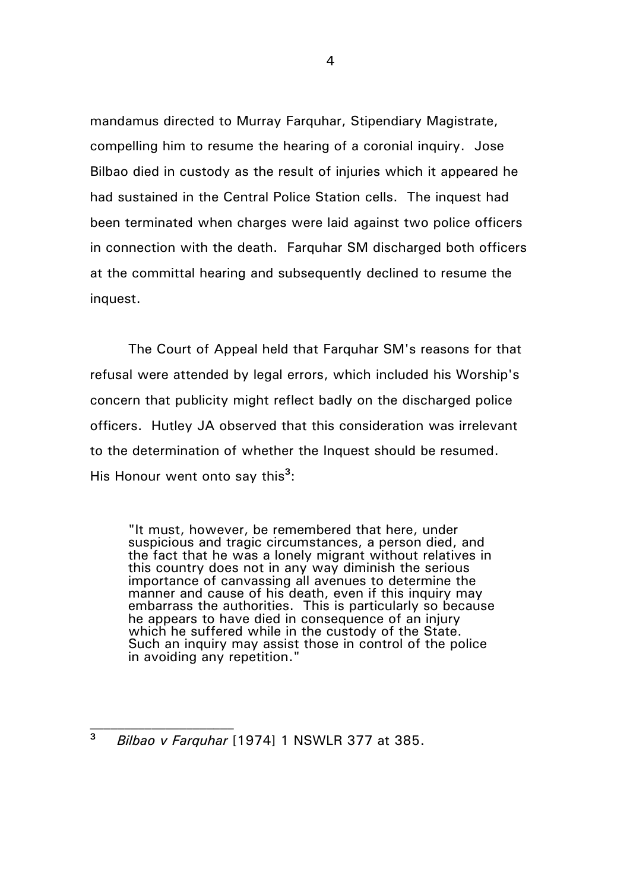mandamus directed to Murray Farquhar, Stipendiary Magistrate, compelling him to resume the hearing of a coronial inquiry. Jose Bilbao died in custody as the result of injuries which it appeared he had sustained in the Central Police Station cells. The inquest had been terminated when charges were laid against two police officers in connection with the death. Farquhar SM discharged both officers at the committal hearing and subsequently declined to resume the inquest.

The Court of Appeal held that Farquhar SM's reasons for that refusal were attended by legal errors, which included his Worship's concern that publicity might reflect badly on the discharged police officers. Hutley JA observed that this consideration was irrelevant to the determination of whether the Inquest should be resumed. His Honour went onto say this[3]:

> "It must, however, be remembered that here, under suspicious and tragic circumstances, a person died, and the fact that he was a lonely migrant without relatives in this country does not in any way diminish the serious importance of canvassing all avenues to determine the manner and cause of his death, even if this inquiry may embarrass the authorities. This is particularly so because he appears to have died in consequence of an injury which he suffered while in the custody of the State. Such an inquiry may assist those in control of the police in avoiding any repetition."

---

[3] *Bilbao v Farquhar* [1974] 1 NSWLR 377 at 385.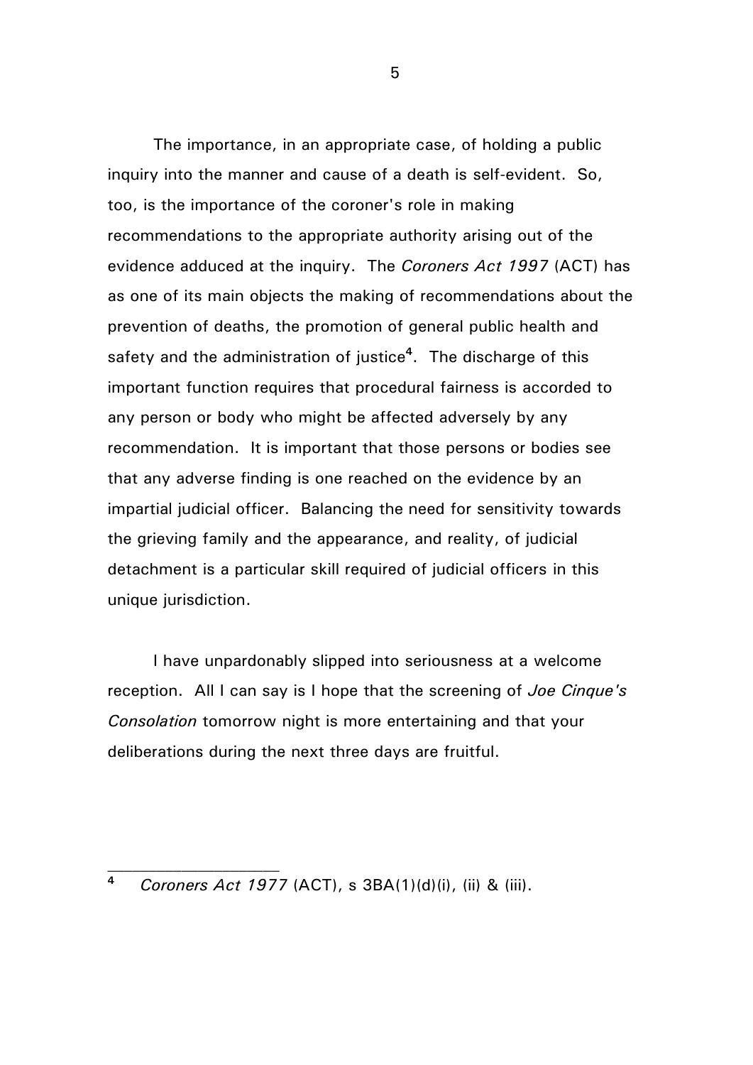The importance, in an appropriate case, of holding a public inquiry into the manner and cause of a death is self-evident. So, too, is the importance of the coroner's role in making recommendations to the appropriate authority arising out of the evidence adduced at the inquiry. The *Coroners Act 1997* (ACT) has as one of its main objects the making of recommendations about the prevention of deaths, the promotion of general public health and safety and the administration of justice[4]. The discharge of this important function requires that procedural fairness is accorded to any person or body who might be affected adversely by any recommendation. It is important that those persons or bodies see that any adverse finding is one reached on the evidence by an impartial judicial officer. Balancing the need for sensitivity towards the grieving family and the appearance, and reality, of judicial detachment is a particular skill required of judicial officers in this unique jurisdiction.

I have unpardonably slipped into seriousness at a welcome reception. All I can say is I hope that the screening of *Joe Cinque's Consolation* tomorrow night is more entertaining and that your deliberations during the next three days are fruitful.

---

[4] *Coroners Act 1977* (ACT), s 3BA(1)(d)(i), (ii) & (iii).